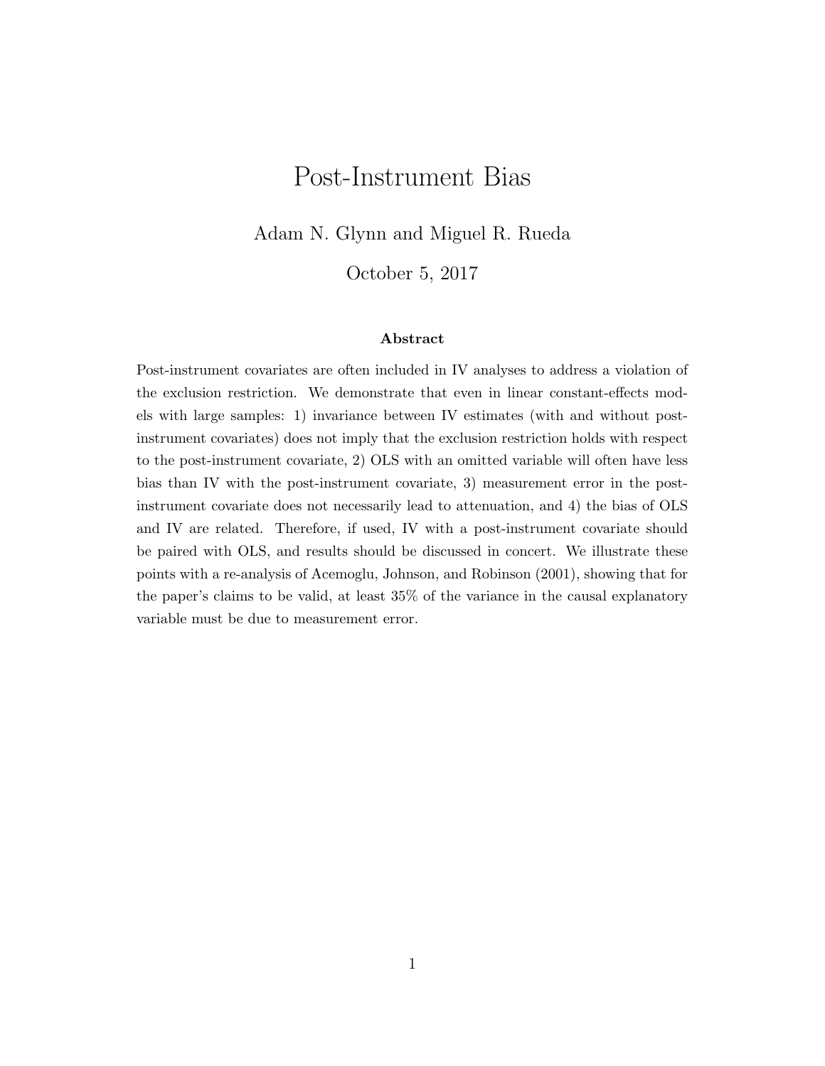# Post-Instrument Bias

Adam N. Glynn and Miguel R. Rueda

October 5, 2017

### Abstract

Post-instrument covariates are often included in IV analyses to address a violation of the exclusion restriction. We demonstrate that even in linear constant-effects models with large samples: 1) invariance between IV estimates (with and without post-instrument covariates) does not imply that the exclusion restriction holds with respect to the post-instrument covariate, 2) OLS with an omitted variable will often have less bias than IV with the post-instrument covariate, 3) measurement error in the post-instrument covariate does not necessarily lead to attenuation, and 4) the bias of OLS and IV are related. Therefore, if used, IV with a post-instrument covariate should be paired with OLS, and results should be discussed in concert. We illustrate these points with a re-analysis of Acemoglu, Johnson, and Robinson (2001), showing that for the paper's claims to be valid, at least 35% of the variance in the causal explanatory variable must be due to measurement error.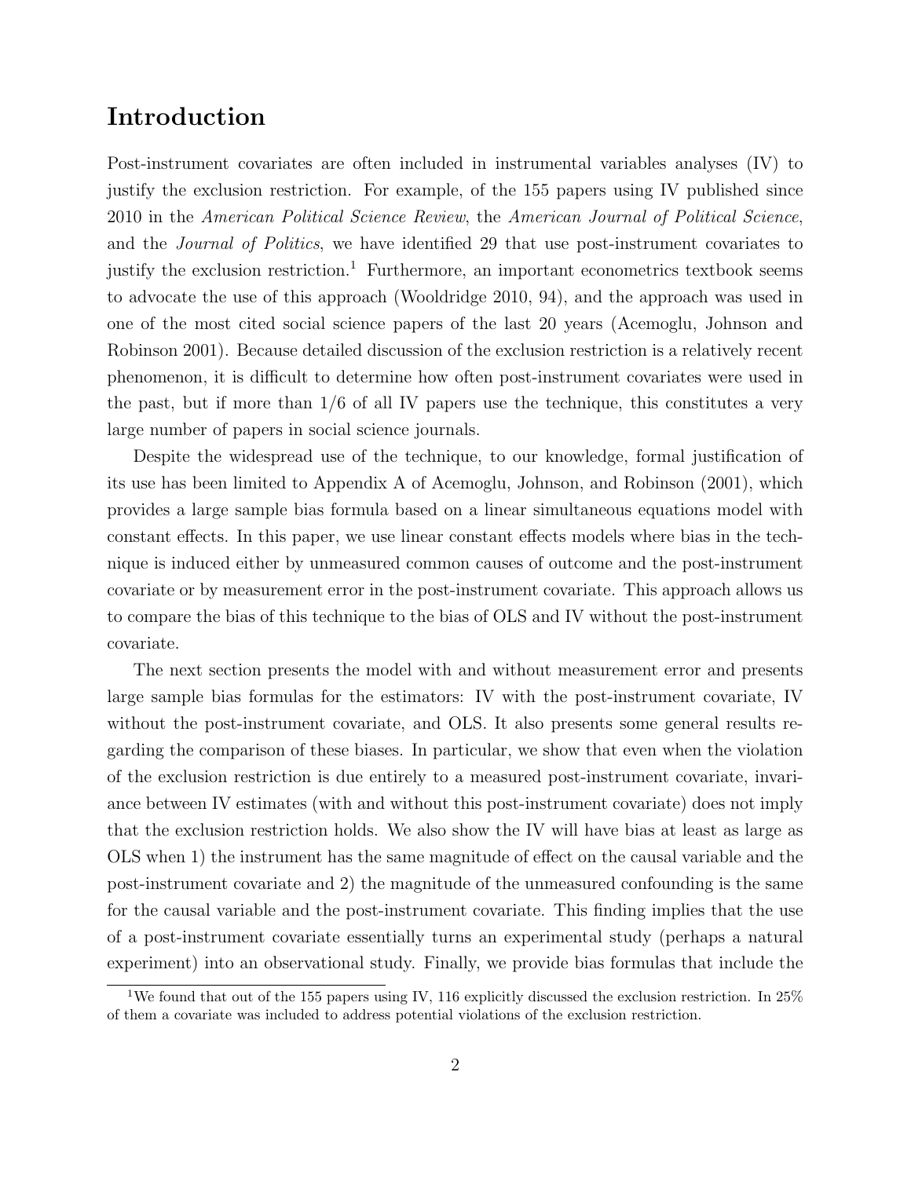## Introduction

Post-instrument covariates are often included in instrumental variables analyses (IV) to justify the exclusion restriction. For example, of the 155 papers using IV published since 2010 in the *American Political Science Review*, the *American Journal of Political Science*, and the *Journal of Politics*, we have identified 29 that use post-instrument covariates to justify the exclusion restriction.[1] Furthermore, an important econometrics textbook seems to advocate the use of this approach (Wooldridge 2010, 94), and the approach was used in one of the most cited social science papers of the last 20 years (Acemoglu, Johnson and Robinson 2001). Because detailed discussion of the exclusion restriction is a relatively recent phenomenon, it is difficult to determine how often post-instrument covariates were used in the past, but if more than 1/6 of all IV papers use the technique, this constitutes a very large number of papers in social science journals.

Despite the widespread use of the technique, to our knowledge, formal justification of its use has been limited to Appendix A of Acemoglu, Johnson, and Robinson (2001), which provides a large sample bias formula based on a linear simultaneous equations model with constant effects. In this paper, we use linear constant effects models where bias in the technique is induced either by unmeasured common causes of outcome and the post-instrument covariate or by measurement error in the post-instrument covariate. This approach allows us to compare the bias of this technique to the bias of OLS and IV without the post-instrument covariate.

The next section presents the model with and without measurement error and presents large sample bias formulas for the estimators: IV with the post-instrument covariate, IV without the post-instrument covariate, and OLS. It also presents some general results regarding the comparison of these biases. In particular, we show that even when the violation of the exclusion restriction is due entirely to a measured post-instrument covariate, invariance between IV estimates (with and without this post-instrument covariate) does not imply that the exclusion restriction holds. We also show the IV will have bias at least as large as OLS when 1) the instrument has the same magnitude of effect on the causal variable and the post-instrument covariate and 2) the magnitude of the unmeasured confounding is the same for the causal variable and the post-instrument covariate. This finding implies that the use of a post-instrument covariate essentially turns an experimental study (perhaps a natural experiment) into an observational study. Finally, we provide bias formulas that include the

[1] We found that out of the 155 papers using IV, 116 explicitly discussed the exclusion restriction. In 25% of them a covariate was included to address potential violations of the exclusion restriction.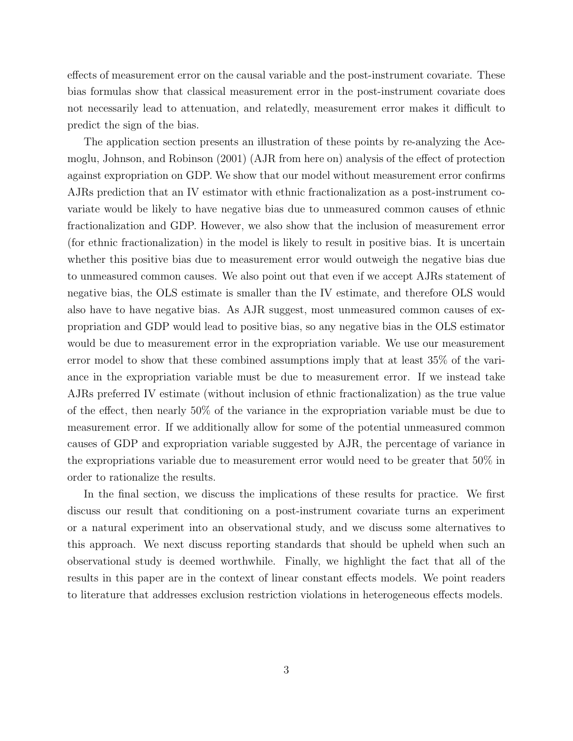effects of measurement error on the causal variable and the post-instrument covariate. These bias formulas show that classical measurement error in the post-instrument covariate does not necessarily lead to attenuation, and relatedly, measurement error makes it difficult to predict the sign of the bias.

The application section presents an illustration of these points by re-analyzing the Acemoglu, Johnson, and Robinson (2001) (AJR from here on) analysis of the effect of protection against expropriation on GDP. We show that our model without measurement error confirms AJRs prediction that an IV estimator with ethnic fractionalization as a post-instrument covariate would be likely to have negative bias due to unmeasured common causes of ethnic fractionalization and GDP. However, we also show that the inclusion of measurement error (for ethnic fractionalization) in the model is likely to result in positive bias. It is uncertain whether this positive bias due to measurement error would outweigh the negative bias due to unmeasured common causes. We also point out that even if we accept AJRs statement of negative bias, the OLS estimate is smaller than the IV estimate, and therefore OLS would also have to have negative bias. As AJR suggest, most unmeasured common causes of expropriation and GDP would lead to positive bias, so any negative bias in the OLS estimator would be due to measurement error in the expropriation variable. We use our measurement error model to show that these combined assumptions imply that at least 35% of the variance in the expropriation variable must be due to measurement error. If we instead take AJRs preferred IV estimate (without inclusion of ethnic fractionalization) as the true value of the effect, then nearly 50% of the variance in the expropriation variable must be due to measurement error. If we additionally allow for some of the potential unmeasured common causes of GDP and expropriation variable suggested by AJR, the percentage of variance in the expropriations variable due to measurement error would need to be greater that 50% in order to rationalize the results.

In the final section, we discuss the implications of these results for practice. We first discuss our result that conditioning on a post-instrument covariate turns an experiment or a natural experiment into an observational study, and we discuss some alternatives to this approach. We next discuss reporting standards that should be upheld when such an observational study is deemed worthwhile. Finally, we highlight the fact that all of the results in this paper are in the context of linear constant effects models. We point readers to literature that addresses exclusion restriction violations in heterogeneous effects models.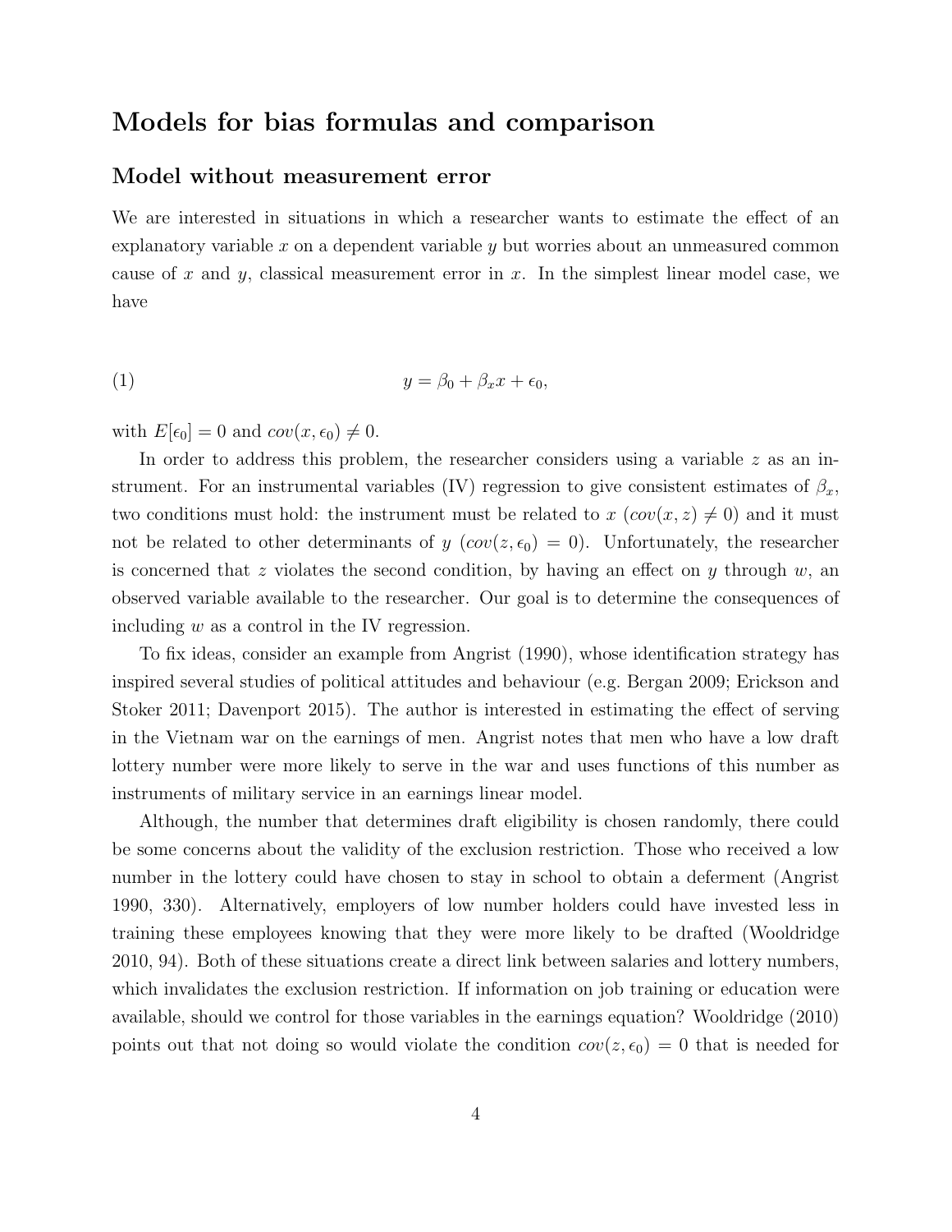## Models for bias formulas and comparison

### Model without measurement error

We are interested in situations in which a researcher wants to estimate the effect of an explanatory variable $x$ on a dependent variable $y$ but worries about an unmeasured common cause of $x$ and $y$, classical measurement error in $x$. In the simplest linear model case, we have

$$y = \beta_0 + \beta_x x + \epsilon_0, \tag{1}$$

with $E[\epsilon_0] = 0$ and $cov(x, \epsilon_0) \neq 0$.

In order to address this problem, the researcher considers using a variable $z$ as an instrument. For an instrumental variables (IV) regression to give consistent estimates of $\beta_x$, two conditions must hold: the instrument must be related to $x$ ($cov(x, z) \neq 0$) and it must not be related to other determinants of $y$ ($cov(z, \epsilon_0) = 0$). Unfortunately, the researcher is concerned that $z$ violates the second condition, by having an effect on $y$ through $w$, an observed variable available to the researcher. Our goal is to determine the consequences of including $w$ as a control in the IV regression.

To fix ideas, consider an example from Angrist (1990), whose identification strategy has inspired several studies of political attitudes and behaviour (e.g. Bergan 2009; Erickson and Stoker 2011; Davenport 2015). The author is interested in estimating the effect of serving in the Vietnam war on the earnings of men. Angrist notes that men who have a low draft lottery number were more likely to serve in the war and uses functions of this number as instruments of military service in an earnings linear model.

Although, the number that determines draft eligibility is chosen randomly, there could be some concerns about the validity of the exclusion restriction. Those who received a low number in the lottery could have chosen to stay in school to obtain a deferment (Angrist 1990, 330). Alternatively, employers of low number holders could have invested less in training these employees knowing that they were more likely to be drafted (Wooldridge 2010, 94). Both of these situations create a direct link between salaries and lottery numbers, which invalidates the exclusion restriction. If information on job training or education were available, should we control for those variables in the earnings equation? Wooldridge (2010) points out that not doing so would violate the condition $cov(z, \epsilon_0) = 0$ that is needed for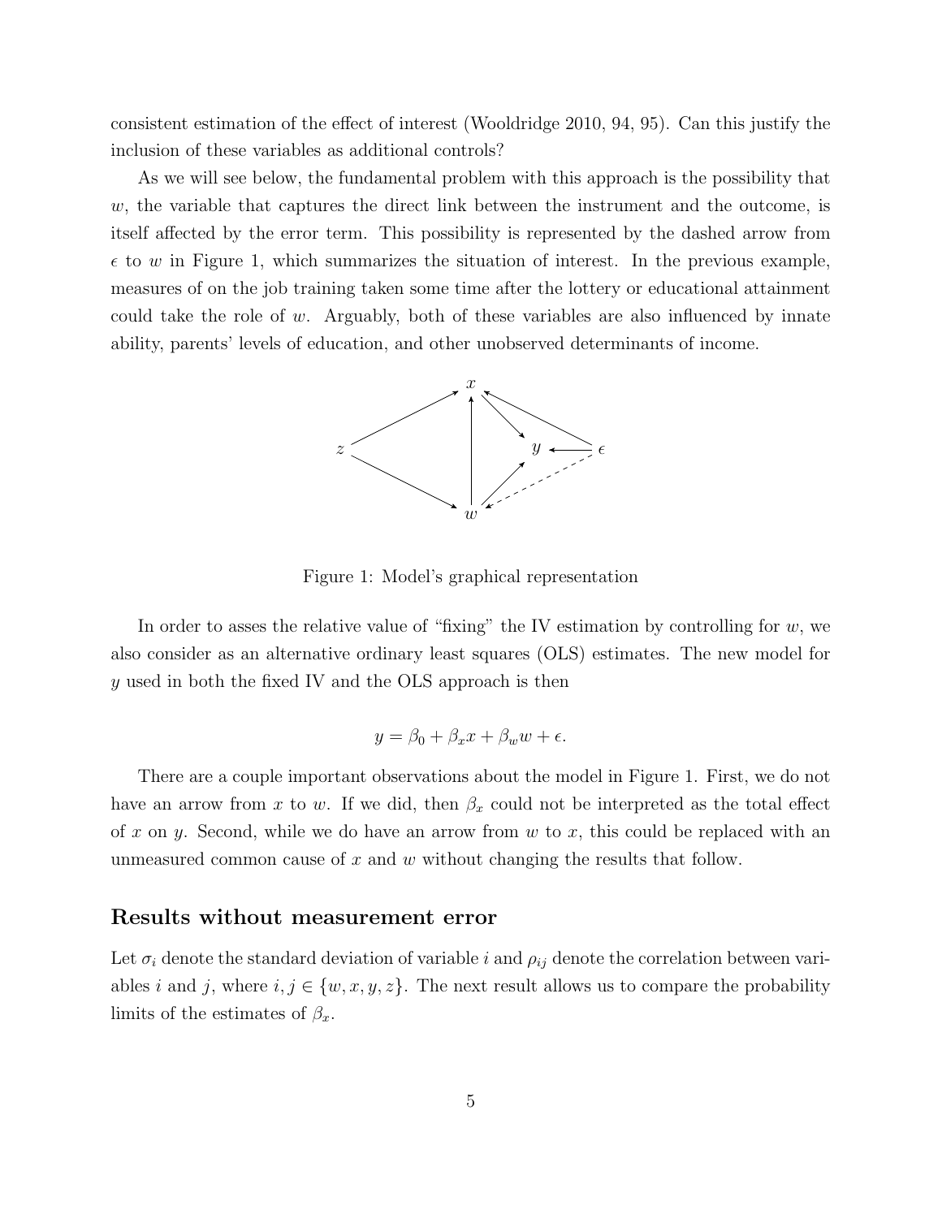consistent estimation of the effect of interest (Wooldridge 2010, 94, 95). Can this justify the inclusion of these variables as additional controls?

As we will see below, the fundamental problem with this approach is the possibility that $w$, the variable that captures the direct link between the instrument and the outcome, is itself affected by the error term. This possibility is represented by the dashed arrow from $\epsilon$ to $w$ in Figure 1, which summarizes the situation of interest. In the previous example, measures of on the job training taken some time after the lottery or educational attainment could take the role of $w$. Arguably, both of these variables are also influenced by innate ability, parents' levels of education, and other unobserved determinants of income.

Figure 1: Model's graphical representation

In order to asses the relative value of "fixing" the IV estimation by controlling for $w$, we also consider as an alternative ordinary least squares (OLS) estimates. The new model for $y$ used in both the fixed IV and the OLS approach is then

$$y = \beta_0 + \beta_x x + \beta_w w + \epsilon.$$

There are a couple important observations about the model in Figure 1. First, we do not have an arrow from $x$ to $w$. If we did, then $\beta_x$ could not be interpreted as the total effect of $x$ on $y$. Second, while we do have an arrow from $w$ to $x$, this could be replaced with an unmeasured common cause of $x$ and $w$ without changing the results that follow.

## Results without measurement error

Let $\sigma_i$ denote the standard deviation of variable $i$ and $\rho_{ij}$ denote the correlation between variables $i$ and $j$, where $i, j \in \{w, x, y, z\}$. The next result allows us to compare the probability limits of the estimates of $\beta_x$.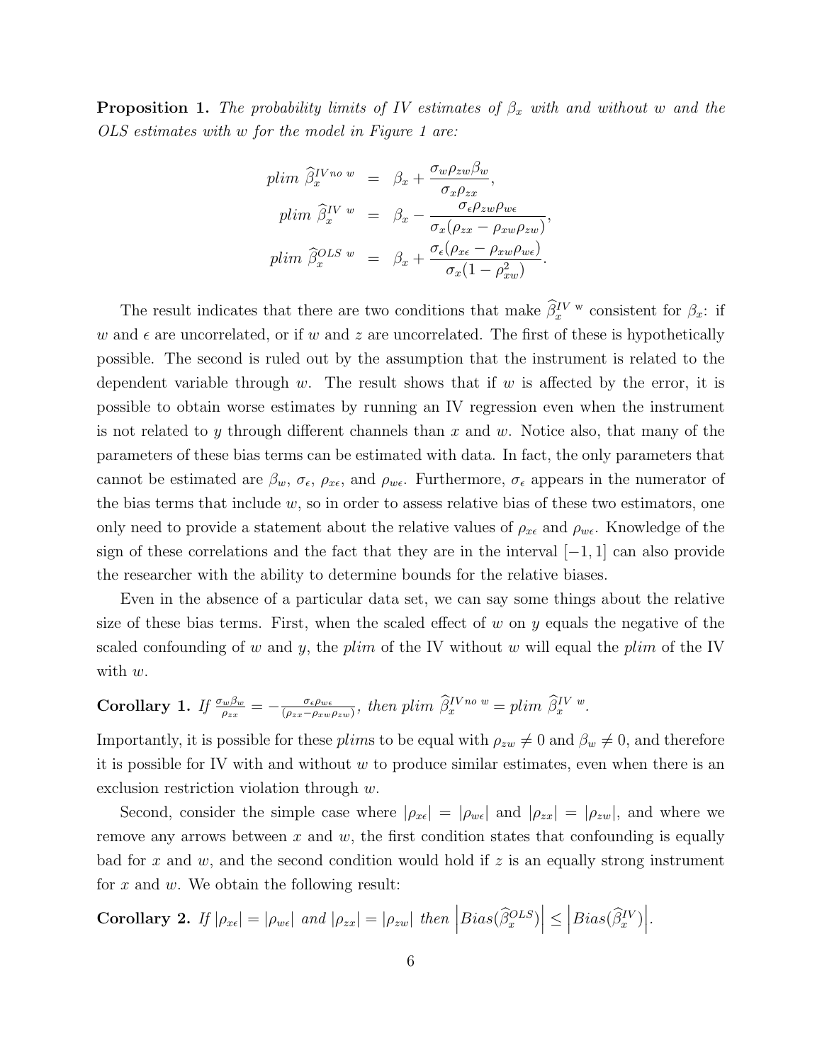**Proposition 1.** *The probability limits of IV estimates of $\beta_x$ with and without $w$ and the OLS estimates with $w$ for the model in Figure 1 are:*

$$
\begin{aligned}
plim\ \widehat{\beta}_x^{IV\,no\ w} &= \beta_x + \frac{\sigma_w \rho_{zw} \beta_w}{\sigma_x \rho_{zx}}, \\
plim\ \widehat{\beta}_x^{IV\ w} &= \beta_x - \frac{\sigma_\epsilon \rho_{zw} \rho_{w\epsilon}}{\sigma_x (\rho_{zx} - \rho_{xw}\rho_{zw})}, \\
plim\ \widehat{\beta}_x^{OLS\ w} &= \beta_x + \frac{\sigma_\epsilon (\rho_{x\epsilon} - \rho_{xw}\rho_{w\epsilon})}{\sigma_x (1 - \rho_{xw}^2)}.
\end{aligned}
$$

The result indicates that there are two conditions that make $\widehat{\beta}_x^{IV\ \mathrm{w}}$ consistent for $\beta_x$: if $w$ and $\epsilon$ are uncorrelated, or if $w$ and $z$ are uncorrelated. The first of these is hypothetically possible. The second is ruled out by the assumption that the instrument is related to the dependent variable through $w$. The result shows that if $w$ is affected by the error, it is possible to obtain worse estimates by running an IV regression even when the instrument is not related to $y$ through different channels than $x$ and $w$. Notice also, that many of the parameters of these bias terms can be estimated with data. In fact, the only parameters that cannot be estimated are $\beta_w$, $\sigma_\epsilon$, $\rho_{x\epsilon}$, and $\rho_{w\epsilon}$. Furthermore, $\sigma_\epsilon$ appears in the numerator of the bias terms that include $w$, so in order to assess relative bias of these two estimators, one only need to provide a statement about the relative values of $\rho_{x\epsilon}$ and $\rho_{w\epsilon}$. Knowledge of the sign of these correlations and the fact that they are in the interval $[-1, 1]$ can also provide the researcher with the ability to determine bounds for the relative biases.

Even in the absence of a particular data set, we can say some things about the relative size of these bias terms. First, when the scaled effect of $w$ on $y$ equals the negative of the scaled confounding of $w$ and $y$, the *plim* of the IV without $w$ will equal the *plim* of the IV with $w$.

**Corollary 1.** *If* $\frac{\sigma_w \beta_w}{\rho_{zx}} = -\frac{\sigma_\epsilon \rho_{w\epsilon}}{(\rho_{zx} - \rho_{xw}\rho_{zw})}$*, then* $plim\ \widehat{\beta}_x^{IV\,no\ w} = plim\ \widehat{\beta}_x^{IV\ w}$.

Importantly, it is possible for these *plim*s to be equal with $\rho_{zw} \neq 0$ and $\beta_w \neq 0$, and therefore it is possible for IV with and without $w$ to produce similar estimates, even when there is an exclusion restriction violation through $w$.

Second, consider the simple case where $|\rho_{x\epsilon}| = |\rho_{w\epsilon}|$ and $|\rho_{zx}| = |\rho_{zw}|$, and where we remove any arrows between $x$ and $w$, the first condition states that confounding is equally bad for $x$ and $w$, and the second condition would hold if $z$ is an equally strong instrument for $x$ and $w$. We obtain the following result:

**Corollary 2.** *If* $|\rho_{x\epsilon}| = |\rho_{w\epsilon}|$ *and* $|\rho_{zx}| = |\rho_{zw}|$ *then* $\left|Bias(\widehat{\beta}_x^{OLS})\right| \leq \left|Bias(\widehat{\beta}_x^{IV})\right|$.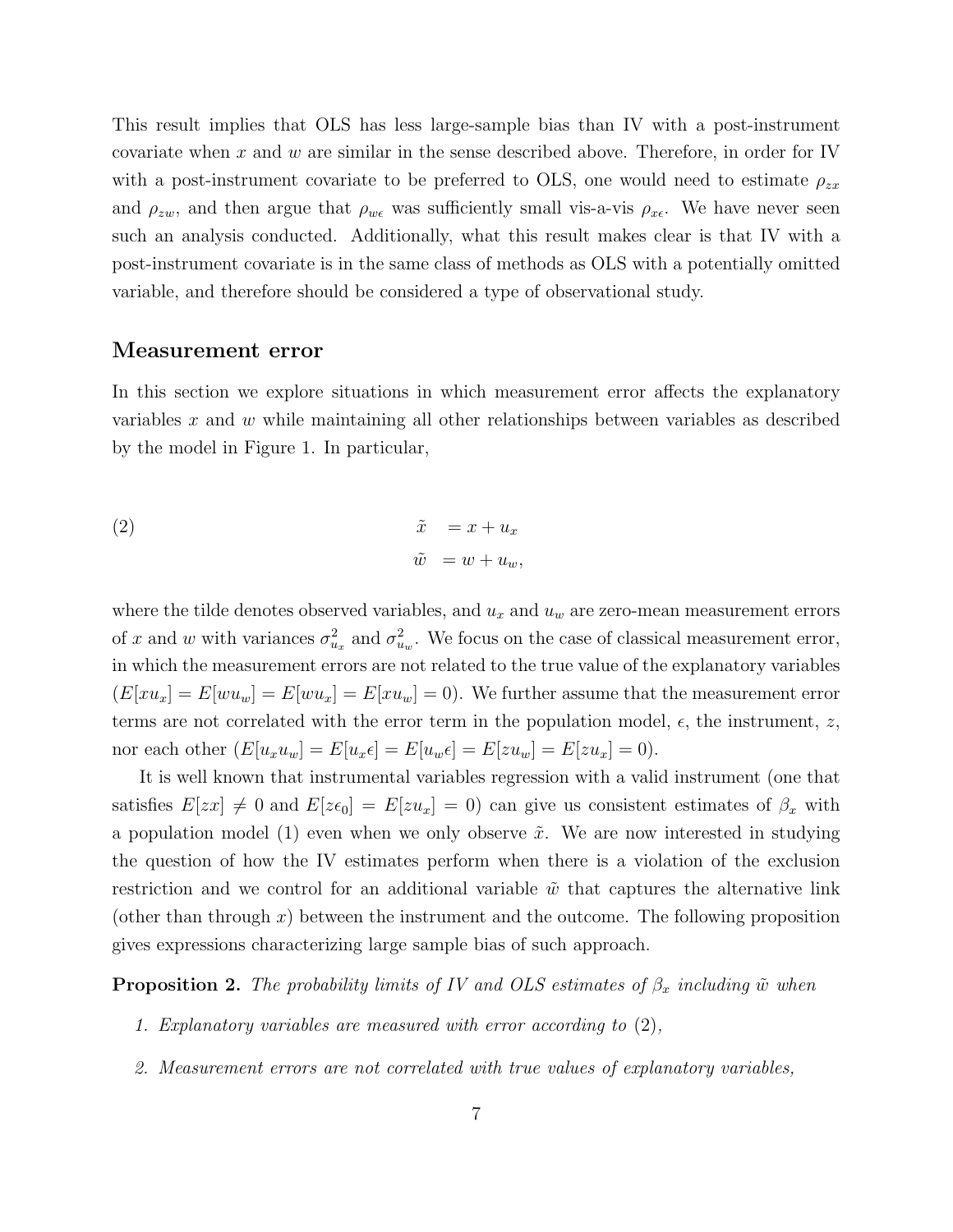This result implies that OLS has less large-sample bias than IV with a post-instrument covariate when $x$ and $w$ are similar in the sense described above. Therefore, in order for IV with a post-instrument covariate to be preferred to OLS, one would need to estimate $\rho_{zx}$ and $\rho_{zw}$, and then argue that $\rho_{w\epsilon}$ was sufficiently small vis-a-vis $\rho_{x\epsilon}$. We have never seen such an analysis conducted. Additionally, what this result makes clear is that IV with a post-instrument covariate is in the same class of methods as OLS with a potentially omitted variable, and therefore should be considered a type of observational study.

## Measurement error

In this section we explore situations in which measurement error affects the explanatory variables $x$ and $w$ while maintaining all other relationships between variables as described by the model in Figure 1. In particular,

$$
\begin{aligned}
\tilde{x} &= x + u_x \\
\tilde{w} &= w + u_w,
\end{aligned}
\tag{2}
$$

where the tilde denotes observed variables, and $u_x$ and $u_w$ are zero-mean measurement errors of $x$ and $w$ with variances $\sigma^2_{u_x}$ and $\sigma^2_{u_w}$. We focus on the case of classical measurement error, in which the measurement errors are not related to the true value of the explanatory variables ($E[xu_x] = E[wu_w] = E[wu_x] = E[xu_w] = 0$). We further assume that the measurement error terms are not correlated with the error term in the population model, $\epsilon$, the instrument, $z$, nor each other ($E[u_x u_w] = E[u_x \epsilon] = E[u_w \epsilon] = E[zu_w] = E[zu_x] = 0$).

It is well known that instrumental variables regression with a valid instrument (one that satisfies $E[zx] \neq 0$ and $E[z\epsilon_0] = E[zu_x] = 0$) can give us consistent estimates of $\beta_x$ with a population model (1) even when we only observe $\tilde{x}$. We are now interested in studying the question of how the IV estimates perform when there is a violation of the exclusion restriction and we control for an additional variable $\tilde{w}$ that captures the alternative link (other than through $x$) between the instrument and the outcome. The following proposition gives expressions characterizing large sample bias of such approach.

**Proposition 2.** *The probability limits of IV and OLS estimates of $\beta_x$ including $\tilde{w}$ when*

1. *Explanatory variables are measured with error according to* (2)*,*
2. *Measurement errors are not correlated with true values of explanatory variables,*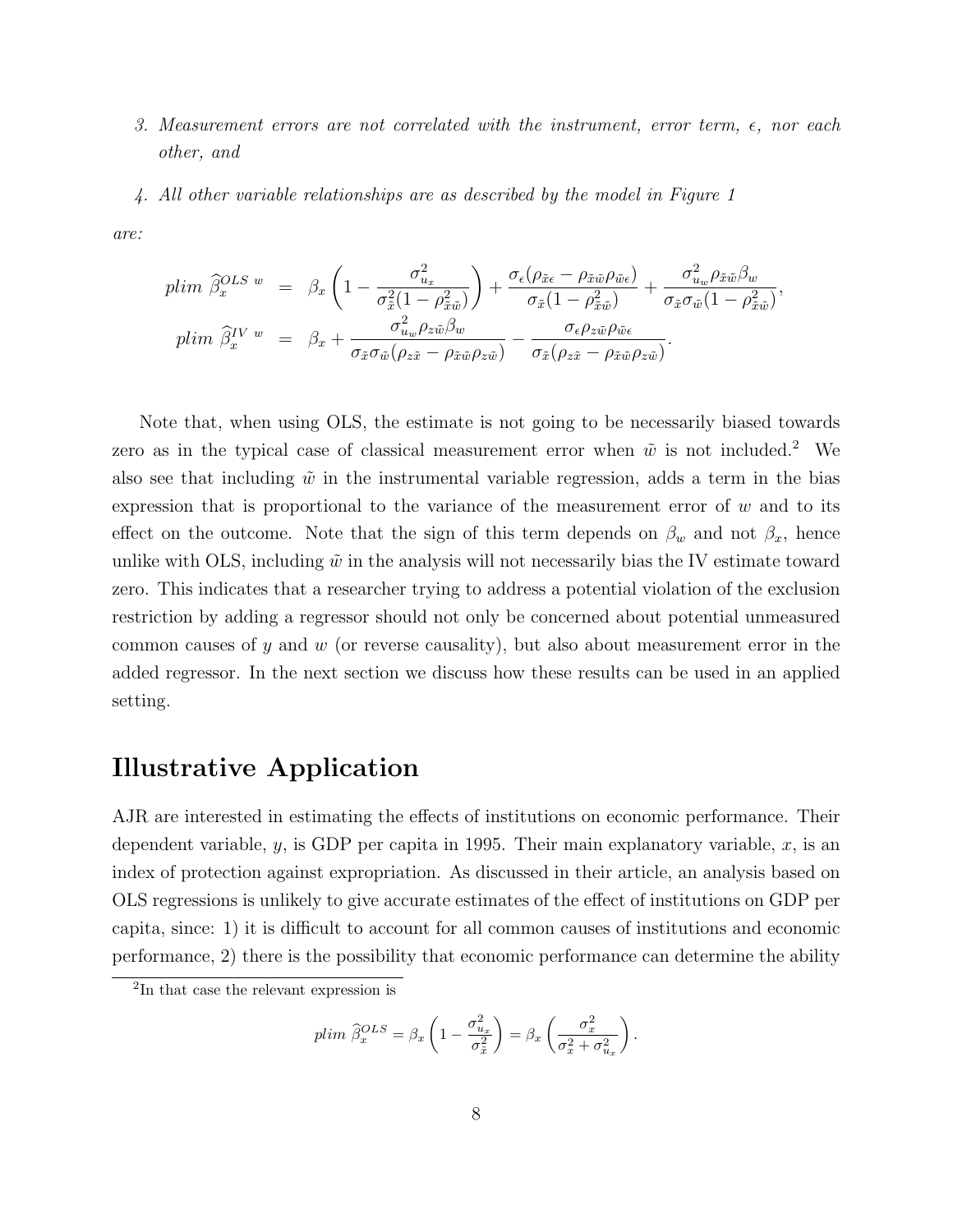3. *Measurement errors are not correlated with the instrument, error term, $\epsilon$, nor each other, and*

4. *All other variable relationships are as described by the model in Figure 1*

*are:*

$$
\begin{aligned}
plim\ \widehat{\beta}_x^{OLS\ w} &= \beta_x \left(1 - \frac{\sigma^2_{u_x}}{\sigma^2_{\tilde{x}}(1-\rho^2_{\tilde{x}\tilde{w}})}\right) + \frac{\sigma_\epsilon(\rho_{\tilde{x}\epsilon} - \rho_{\tilde{x}\tilde{w}}\rho_{\tilde{w}\epsilon})}{\sigma_{\tilde{x}}(1-\rho^2_{\tilde{x}\tilde{w}})} + \frac{\sigma^2_{u_w}\rho_{\tilde{x}\tilde{w}}\beta_w}{\sigma_{\tilde{x}}\sigma_{\tilde{w}}(1-\rho^2_{\tilde{x}\tilde{w}})}, \\
plim\ \widehat{\beta}_x^{IV\ w} &= \beta_x + \frac{\sigma^2_{u_w}\rho_{z\tilde{w}}\beta_w}{\sigma_{\tilde{x}}\sigma_{\tilde{w}}(\rho_{z\tilde{x}} - \rho_{\tilde{x}\tilde{w}}\rho_{z\tilde{w}})} - \frac{\sigma_\epsilon\rho_{z\tilde{w}}\rho_{\tilde{w}\epsilon}}{\sigma_{\tilde{x}}(\rho_{z\tilde{x}} - \rho_{\tilde{x}\tilde{w}}\rho_{z\tilde{w}})}.
\end{aligned}
$$

Note that, when using OLS, the estimate is not going to be necessarily biased towards zero as in the typical case of classical measurement error when $\tilde{w}$ is not included.[2] We also see that including $\tilde{w}$ in the instrumental variable regression, adds a term in the bias expression that is proportional to the variance of the measurement error of $w$ and to its effect on the outcome. Note that the sign of this term depends on $\beta_w$ and not $\beta_x$, hence unlike with OLS, including $\tilde{w}$ in the analysis will not necessarily bias the IV estimate toward zero. This indicates that a researcher trying to address a potential violation of the exclusion restriction by adding a regressor should not only be concerned about potential unmeasured common causes of $y$ and $w$ (or reverse causality), but also about measurement error in the added regressor. In the next section we discuss how these results can be used in an applied setting.

# Illustrative Application

AJR are interested in estimating the effects of institutions on economic performance. Their dependent variable, $y$, is GDP per capita in 1995. Their main explanatory variable, $x$, is an index of protection against expropriation. As discussed in their article, an analysis based on OLS regressions is unlikely to give accurate estimates of the effect of institutions on GDP per capita, since: 1) it is difficult to account for all common causes of institutions and economic performance, 2) there is the possibility that economic performance can determine the ability

[2] In that case the relevant expression is

$$plim\ \widehat{\beta}_x^{OLS} = \beta_x \left(1 - \frac{\sigma^2_{u_x}}{\sigma^2_{\tilde{x}}}\right) = \beta_x \left(\frac{\sigma^2_x}{\sigma^2_x + \sigma^2_{u_x}}\right).$$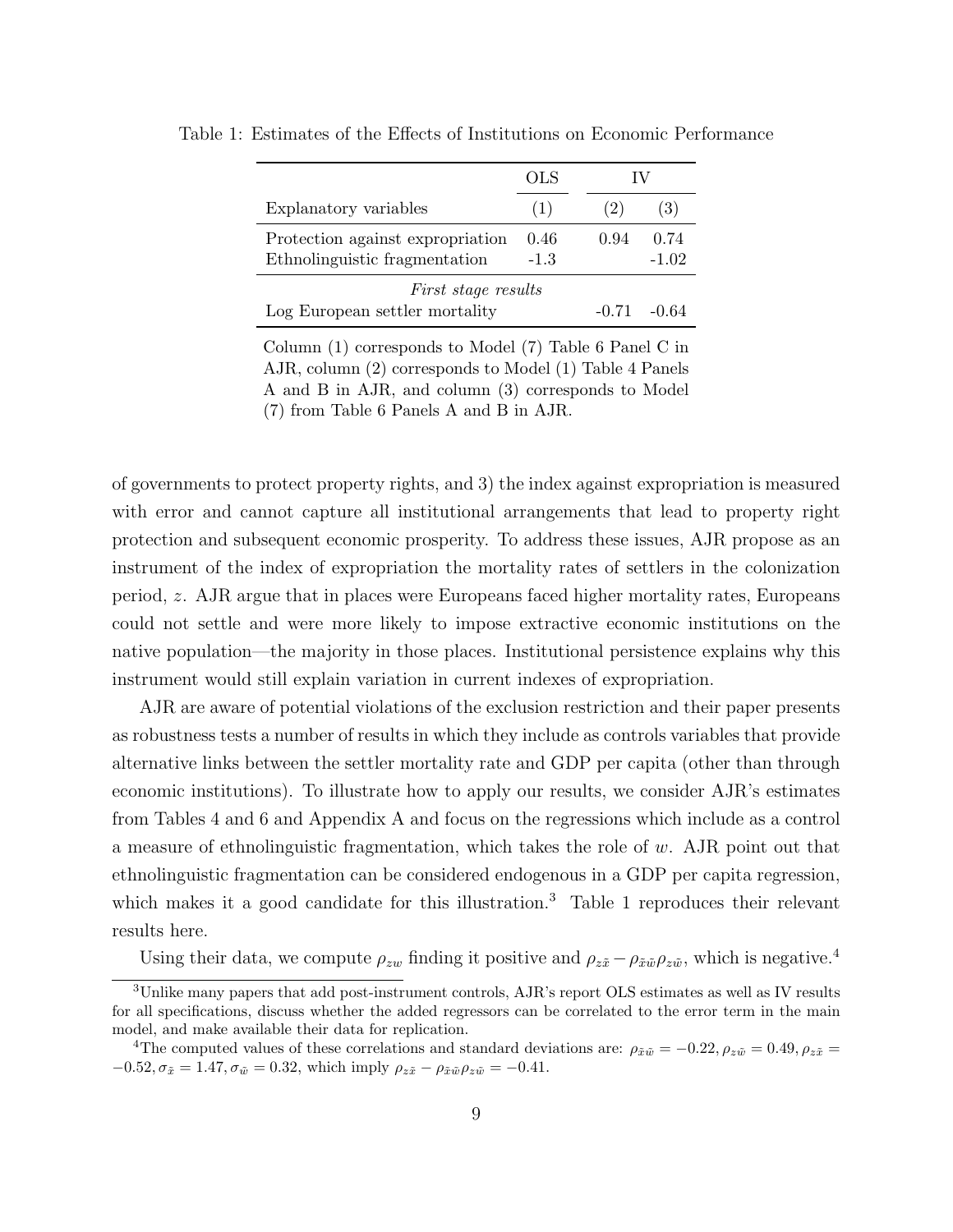Table 1: Estimates of the Effects of Institutions on Economic Performance

| | OLS | IV | |
|---|---|---|---|
| Explanatory variables | (1) | (2) | (3) |
| Protection against expropriation | 0.46 | 0.94 | 0.74 |
| Ethnolinguistic fragmentation | -1.3 | | -1.02 |
| *First stage results* | | | |
| Log European settler mortality | | -0.71 | -0.64 |

Column (1) corresponds to Model (7) Table 6 Panel C in AJR, column (2) corresponds to Model (1) Table 4 Panels A and B in AJR, and column (3) corresponds to Model (7) from Table 6 Panels A and B in AJR.

of governments to protect property rights, and 3) the index against expropriation is measured with error and cannot capture all institutional arrangements that lead to property right protection and subsequent economic prosperity. To address these issues, AJR propose as an instrument of the index of expropriation the mortality rates of settlers in the colonization period, $z$. AJR argue that in places were Europeans faced higher mortality rates, Europeans could not settle and were more likely to impose extractive economic institutions on the native population—the majority in those places. Institutional persistence explains why this instrument would still explain variation in current indexes of expropriation.

AJR are aware of potential violations of the exclusion restriction and their paper presents as robustness tests a number of results in which they include as controls variables that provide alternative links between the settler mortality rate and GDP per capita (other than through economic institutions). To illustrate how to apply our results, we consider AJR's estimates from Tables 4 and 6 and Appendix A and focus on the regressions which include as a control a measure of ethnolinguistic fragmentation, which takes the role of $w$. AJR point out that ethnolinguistic fragmentation can be considered endogenous in a GDP per capita regression, which makes it a good candidate for this illustration.[3] Table 1 reproduces their relevant results here.

Using their data, we compute $\rho_{zw}$ finding it positive and $\rho_{z\tilde{x}} - \rho_{\tilde{x}\tilde{w}}\rho_{z\tilde{w}}$, which is negative.[4]

[3] Unlike many papers that add post-instrument controls, AJR's report OLS estimates as well as IV results for all specifications, discuss whether the added regressors can be correlated to the error term in the main model, and make available their data for replication.

[4] The computed values of these correlations and standard deviations are: $\rho_{\tilde{x}\tilde{w}} = -0.22, \rho_{z\tilde{w}} = 0.49, \rho_{z\tilde{x}} = -0.52, \sigma_{\tilde{x}} = 1.47, \sigma_{\tilde{w}} = 0.32$, which imply $\rho_{z\tilde{x}} - \rho_{\tilde{x}\tilde{w}}\rho_{z\tilde{w}} = -0.41$.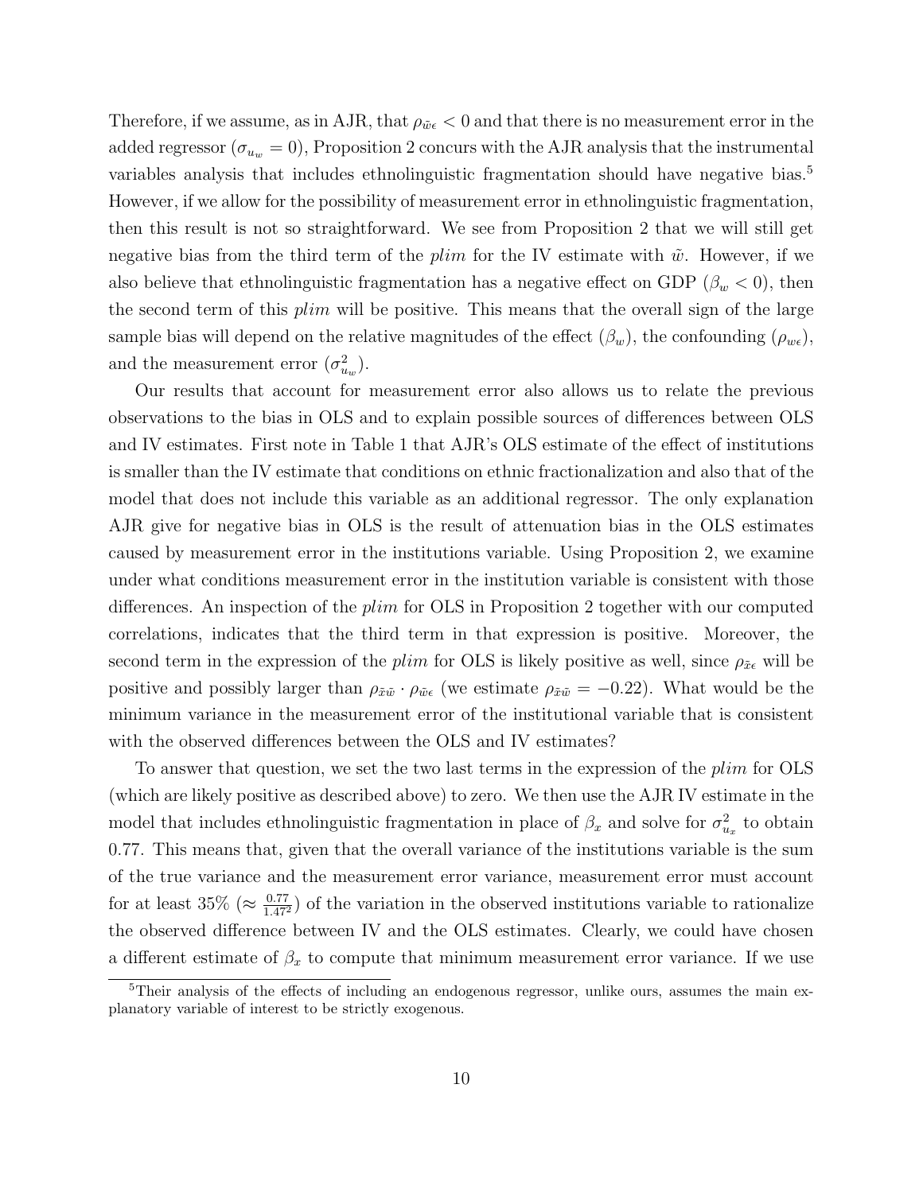Therefore, if we assume, as in AJR, that $\rho_{\tilde{w}\epsilon} < 0$ and that there is no measurement error in the added regressor ($\sigma_{u_w} = 0$), Proposition 2 concurs with the AJR analysis that the instrumental variables analysis that includes ethnolinguistic fragmentation should have negative bias.[5] However, if we allow for the possibility of measurement error in ethnolinguistic fragmentation, then this result is not so straightforward. We see from Proposition 2 that we will still get negative bias from the third term of the *plim* for the IV estimate with $\tilde{w}$. However, if we also believe that ethnolinguistic fragmentation has a negative effect on GDP ($\beta_w < 0$), then the second term of this *plim* will be positive. This means that the overall sign of the large sample bias will depend on the relative magnitudes of the effect ($\beta_w$), the confounding ($\rho_{w\epsilon}$), and the measurement error ($\sigma^2_{u_w}$).

Our results that account for measurement error also allows us to relate the previous observations to the bias in OLS and to explain possible sources of differences between OLS and IV estimates. First note in Table 1 that AJR's OLS estimate of the effect of institutions is smaller than the IV estimate that conditions on ethnic fractionalization and also that of the model that does not include this variable as an additional regressor. The only explanation AJR give for negative bias in OLS is the result of attenuation bias in the OLS estimates caused by measurement error in the institutions variable. Using Proposition 2, we examine under what conditions measurement error in the institution variable is consistent with those differences. An inspection of the *plim* for OLS in Proposition 2 together with our computed correlations, indicates that the third term in that expression is positive. Moreover, the second term in the expression of the *plim* for OLS is likely positive as well, since $\rho_{\tilde{x}\epsilon}$ will be positive and possibly larger than $\rho_{\tilde{x}\tilde{w}} \cdot \rho_{\tilde{w}\epsilon}$ (we estimate $\rho_{\tilde{x}\tilde{w}} = -0.22$). What would be the minimum variance in the measurement error of the institutional variable that is consistent with the observed differences between the OLS and IV estimates?

To answer that question, we set the two last terms in the expression of the *plim* for OLS (which are likely positive as described above) to zero. We then use the AJR IV estimate in the model that includes ethnolinguistic fragmentation in place of $\beta_x$ and solve for $\sigma^2_{u_x}$ to obtain 0.77. This means that, given that the overall variance of the institutions variable is the sum of the true variance and the measurement error variance, measurement error must account for at least 35% ($\approx \frac{0.77}{1.47^2}$) of the variation in the observed institutions variable to rationalize the observed difference between IV and the OLS estimates. Clearly, we could have chosen a different estimate of $\beta_x$ to compute that minimum measurement error variance. If we use

[5] Their analysis of the effects of including an endogenous regressor, unlike ours, assumes the main explanatory variable of interest to be strictly exogenous.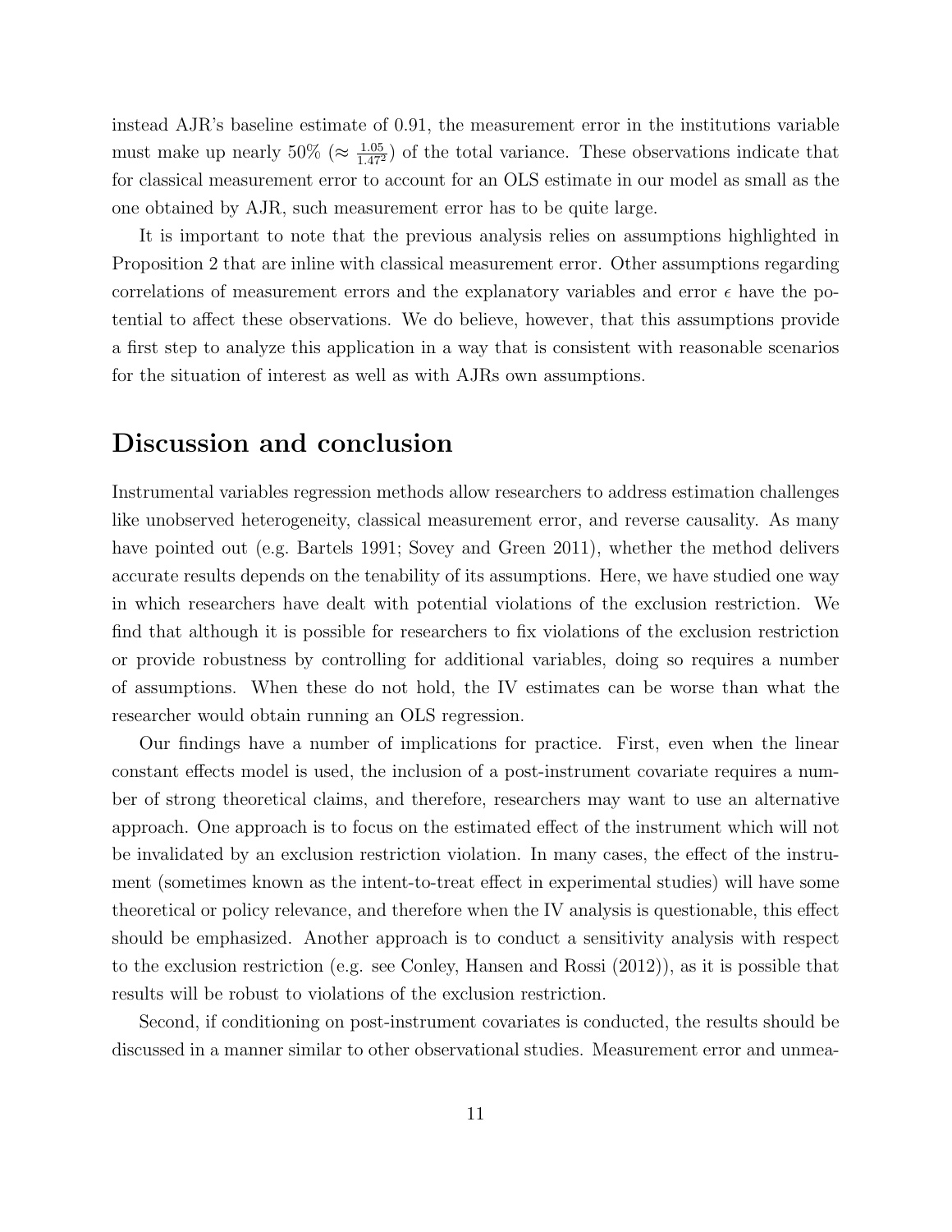instead AJR's baseline estimate of 0.91, the measurement error in the institutions variable must make up nearly 50% ($\approx \frac{1.05}{1.47^2}$) of the total variance. These observations indicate that for classical measurement error to account for an OLS estimate in our model as small as the one obtained by AJR, such measurement error has to be quite large.

It is important to note that the previous analysis relies on assumptions highlighted in Proposition 2 that are inline with classical measurement error. Other assumptions regarding correlations of measurement errors and the explanatory variables and error $\epsilon$ have the potential to affect these observations. We do believe, however, that this assumptions provide a first step to analyze this application in a way that is consistent with reasonable scenarios for the situation of interest as well as with AJRs own assumptions.

## Discussion and conclusion

Instrumental variables regression methods allow researchers to address estimation challenges like unobserved heterogeneity, classical measurement error, and reverse causality. As many have pointed out (e.g. Bartels 1991; Sovey and Green 2011), whether the method delivers accurate results depends on the tenability of its assumptions. Here, we have studied one way in which researchers have dealt with potential violations of the exclusion restriction. We find that although it is possible for researchers to fix violations of the exclusion restriction or provide robustness by controlling for additional variables, doing so requires a number of assumptions. When these do not hold, the IV estimates can be worse than what the researcher would obtain running an OLS regression.

Our findings have a number of implications for practice. First, even when the linear constant effects model is used, the inclusion of a post-instrument covariate requires a number of strong theoretical claims, and therefore, researchers may want to use an alternative approach. One approach is to focus on the estimated effect of the instrument which will not be invalidated by an exclusion restriction violation. In many cases, the effect of the instrument (sometimes known as the intent-to-treat effect in experimental studies) will have some theoretical or policy relevance, and therefore when the IV analysis is questionable, this effect should be emphasized. Another approach is to conduct a sensitivity analysis with respect to the exclusion restriction (e.g. see Conley, Hansen and Rossi (2012)), as it is possible that results will be robust to violations of the exclusion restriction.

Second, if conditioning on post-instrument covariates is conducted, the results should be discussed in a manner similar to other observational studies. Measurement error and unmea-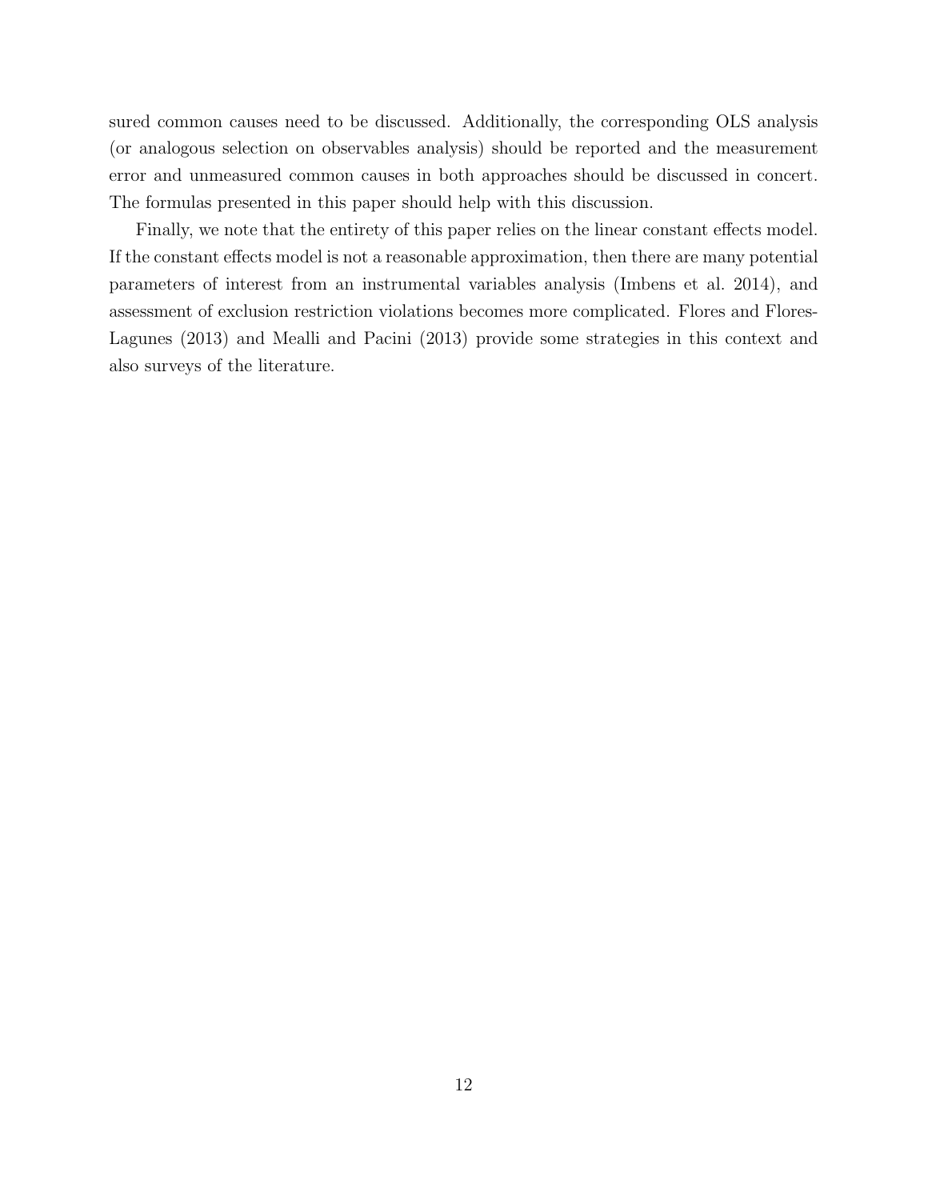sured common causes need to be discussed. Additionally, the corresponding OLS analysis (or analogous selection on observables analysis) should be reported and the measurement error and unmeasured common causes in both approaches should be discussed in concert. The formulas presented in this paper should help with this discussion.

Finally, we note that the entirety of this paper relies on the linear constant effects model. If the constant effects model is not a reasonable approximation, then there are many potential parameters of interest from an instrumental variables analysis (Imbens et al. 2014), and assessment of exclusion restriction violations becomes more complicated. Flores and Flores-Lagunes (2013) and Mealli and Pacini (2013) provide some strategies in this context and also surveys of the literature.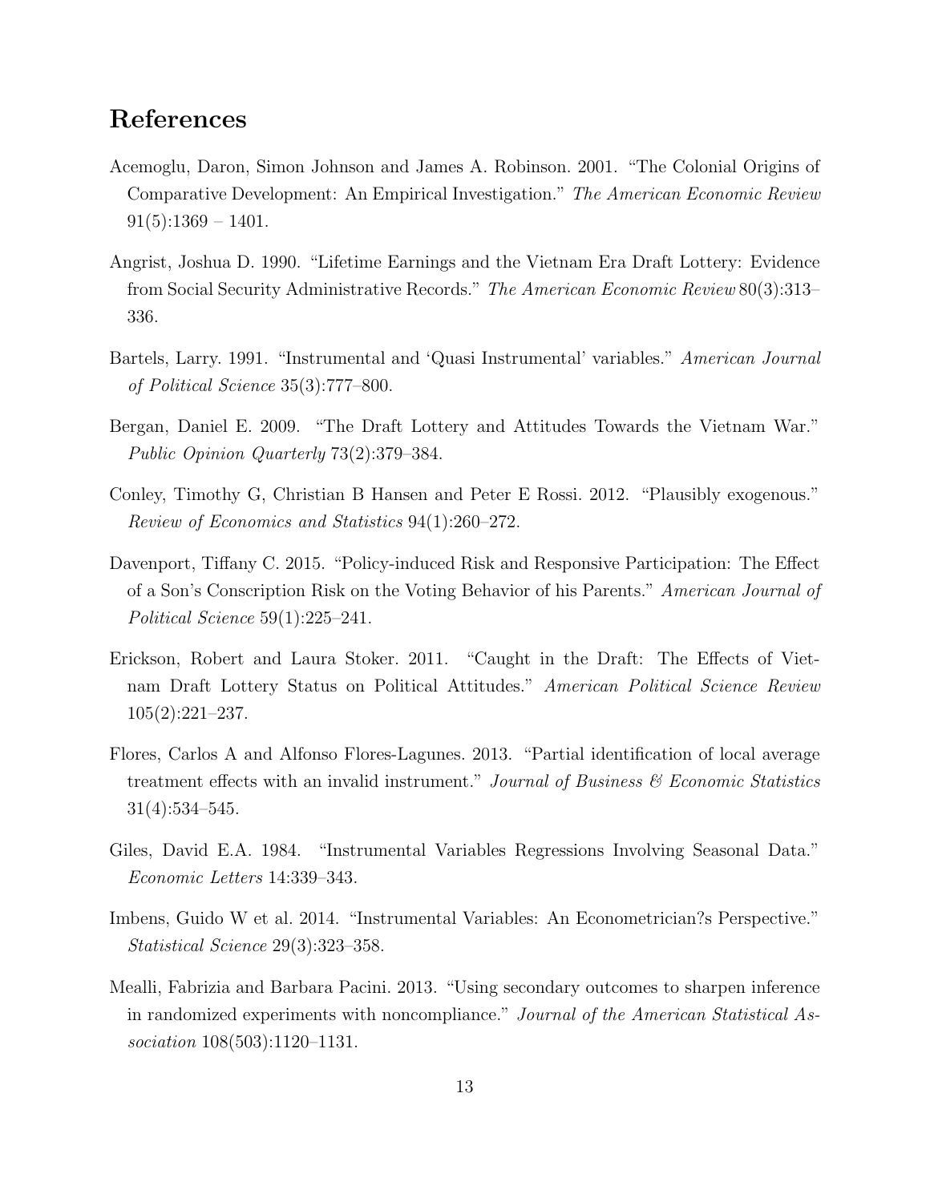# References

Acemoglu, Daron, Simon Johnson and James A. Robinson. 2001. "The Colonial Origins of Comparative Development: An Empirical Investigation." *The American Economic Review* 91(5):1369 – 1401.

Angrist, Joshua D. 1990. "Lifetime Earnings and the Vietnam Era Draft Lottery: Evidence from Social Security Administrative Records." *The American Economic Review* 80(3):313–336.

Bartels, Larry. 1991. "Instrumental and 'Quasi Instrumental' variables." *American Journal of Political Science* 35(3):777–800.

Bergan, Daniel E. 2009. "The Draft Lottery and Attitudes Towards the Vietnam War." *Public Opinion Quarterly* 73(2):379–384.

Conley, Timothy G, Christian B Hansen and Peter E Rossi. 2012. "Plausibly exogenous." *Review of Economics and Statistics* 94(1):260–272.

Davenport, Tiffany C. 2015. "Policy-induced Risk and Responsive Participation: The Effect of a Son's Conscription Risk on the Voting Behavior of his Parents." *American Journal of Political Science* 59(1):225–241.

Erickson, Robert and Laura Stoker. 2011. "Caught in the Draft: The Effects of Vietnam Draft Lottery Status on Political Attitudes." *American Political Science Review* 105(2):221–237.

Flores, Carlos A and Alfonso Flores-Lagunes. 2013. "Partial identification of local average treatment effects with an invalid instrument." *Journal of Business & Economic Statistics* 31(4):534–545.

Giles, David E.A. 1984. "Instrumental Variables Regressions Involving Seasonal Data." *Economic Letters* 14:339–343.

Imbens, Guido W et al. 2014. "Instrumental Variables: An Econometrician?s Perspective." *Statistical Science* 29(3):323–358.

Mealli, Fabrizia and Barbara Pacini. 2013. "Using secondary outcomes to sharpen inference in randomized experiments with noncompliance." *Journal of the American Statistical Association* 108(503):1120–1131.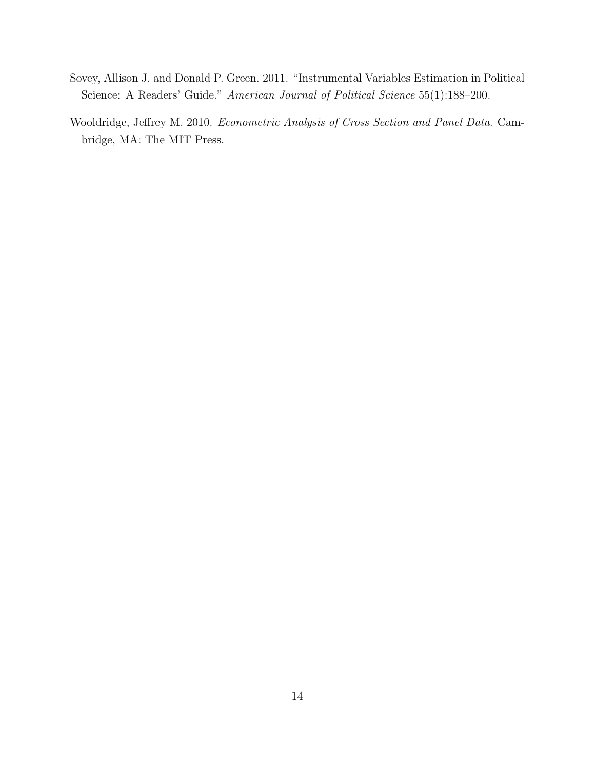Sovey, Allison J. and Donald P. Green. 2011. "Instrumental Variables Estimation in Political Science: A Readers' Guide." *American Journal of Political Science* 55(1):188–200.

Wooldridge, Jeffrey M. 2010. *Econometric Analysis of Cross Section and Panel Data*. Cambridge, MA: The MIT Press.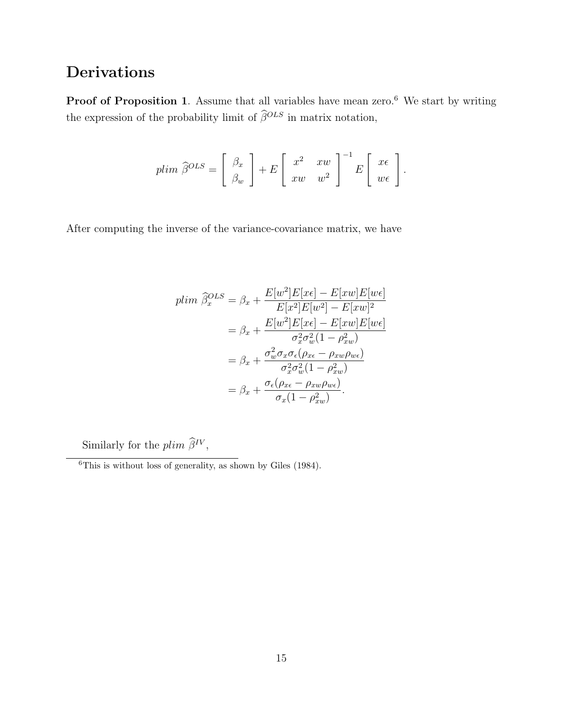## Derivations

**Proof of Proposition 1**. Assume that all variables have mean zero.[6] We start by writing the expression of the probability limit of $\widehat{\beta}^{OLS}$ in matrix notation,

$$
plim\ \widehat{\beta}^{OLS} = \begin{bmatrix} \beta_x \\ \beta_w \end{bmatrix} + E \begin{bmatrix} x^2 & xw \\ xw & w^2 \end{bmatrix}^{-1} E \begin{bmatrix} x\epsilon \\ w\epsilon \end{bmatrix}.
$$

After computing the inverse of the variance-covariance matrix, we have

$$
\begin{aligned}
plim\ \widehat{\beta}_x^{OLS} &= \beta_x + \frac{E[w^2]E[x\epsilon] - E[xw]E[w\epsilon]}{E[x^2]E[w^2] - E[xw]^2} \\
&= \beta_x + \frac{E[w^2]E[x\epsilon] - E[xw]E[w\epsilon]}{\sigma_x^2 \sigma_w^2 (1 - \rho_{xw}^2)} \\
&= \beta_x + \frac{\sigma_w^2 \sigma_x \sigma_\epsilon (\rho_{x\epsilon} - \rho_{xw}\rho_{w\epsilon})}{\sigma_x^2 \sigma_w^2 (1 - \rho_{xw}^2)} \\
&= \beta_x + \frac{\sigma_\epsilon (\rho_{x\epsilon} - \rho_{xw}\rho_{w\epsilon})}{\sigma_x (1 - \rho_{xw}^2)}.
\end{aligned}
$$

Similarly for the $plim\ \widehat{\beta}^{IV}$,

[6] This is without loss of generality, as shown by Giles (1984).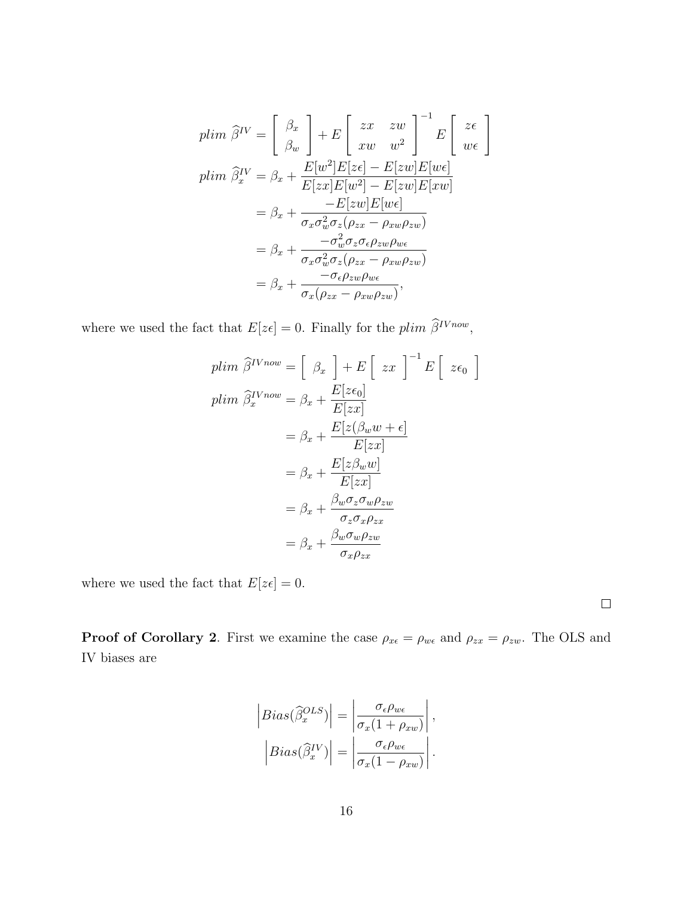$$
\begin{aligned}
plim\ \widehat{\beta}^{IV} &= \left[\begin{array}{c} \beta_x \\ \beta_w \end{array}\right] + E\left[\begin{array}{cc} zx & zw \\ xw & w^2 \end{array}\right]^{-1} E\left[\begin{array}{c} z\epsilon \\ w\epsilon \end{array}\right] \\
plim\ \widehat{\beta}^{IV}_x &= \beta_x + \frac{E[w^2]E[z\epsilon] - E[zw]E[w\epsilon]}{E[zx]E[w^2] - E[zw]E[xw]} \\
&= \beta_x + \frac{-E[zw]E[w\epsilon]}{\sigma_x \sigma_w^2 \sigma_z(\rho_{zx} - \rho_{xw}\rho_{zw})} \\
&= \beta_x + \frac{-\sigma_w^2 \sigma_z \sigma_\epsilon \rho_{zw}\rho_{w\epsilon}}{\sigma_x \sigma_w^2 \sigma_z(\rho_{zx} - \rho_{xw}\rho_{zw})} \\
&= \beta_x + \frac{-\sigma_\epsilon \rho_{zw}\rho_{w\epsilon}}{\sigma_x(\rho_{zx} - \rho_{xw}\rho_{zw})},
\end{aligned}
$$

where we used the fact that $E[z\epsilon] = 0$. Finally for the $plim\ \widehat{\beta}^{IVnow}$,

$$
\begin{aligned}
plim\ \widehat{\beta}^{IVnow} &= \left[\begin{array}{c} \beta_x \end{array}\right] + E\left[\begin{array}{c} zx \end{array}\right]^{-1} E\left[\begin{array}{c} z\epsilon_0 \end{array}\right] \\
plim\ \widehat{\beta}^{IVnow}_x &= \beta_x + \frac{E[z\epsilon_0]}{E[zx]} \\
&= \beta_x + \frac{E[z(\beta_w w + \epsilon]}{E[zx]} \\
&= \beta_x + \frac{E[z\beta_w w]}{E[zx]} \\
&= \beta_x + \frac{\beta_w \sigma_z \sigma_w \rho_{zw}}{\sigma_z \sigma_x \rho_{zx}} \\
&= \beta_x + \frac{\beta_w \sigma_w \rho_{zw}}{\sigma_x \rho_{zx}}
\end{aligned}
$$

where we used the fact that $E[z\epsilon] = 0$.

$\square$

**Proof of Corollary 2**. First we examine the case $\rho_{x\epsilon} = \rho_{w\epsilon}$ and $\rho_{zx} = \rho_{zw}$. The OLS and IV biases are

$$
\begin{aligned}
\left| Bias(\widehat{\beta}^{OLS}_x) \right| &= \left| \frac{\sigma_\epsilon \rho_{w\epsilon}}{\sigma_x(1 + \rho_{xw})} \right|, \\
\left| Bias(\widehat{\beta}^{IV}_x) \right| &= \left| \frac{\sigma_\epsilon \rho_{w\epsilon}}{\sigma_x(1 - \rho_{xw})} \right|.
\end{aligned}
$$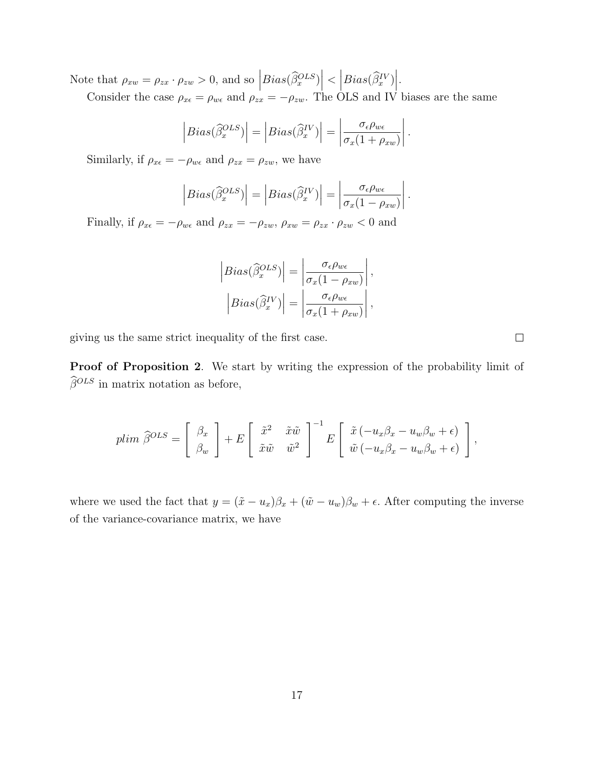Note that $\rho_{xw} = \rho_{zx} \cdot \rho_{zw} > 0$, and so $\left|Bias(\widehat{\beta}_x^{OLS})\right| < \left|Bias(\widehat{\beta}_x^{IV})\right|$.

Consider the case $\rho_{x\epsilon} = \rho_{w\epsilon}$ and $\rho_{zx} = -\rho_{zw}$. The OLS and IV biases are the same

$$\left|Bias(\widehat{\beta}_x^{OLS})\right| = \left|Bias(\widehat{\beta}_x^{IV})\right| = \left|\frac{\sigma_\epsilon \rho_{w\epsilon}}{\sigma_x(1+\rho_{xw})}\right|.$$

Similarly, if $\rho_{x\epsilon} = -\rho_{w\epsilon}$ and $\rho_{zx} = \rho_{zw}$, we have

$$\left|Bias(\widehat{\beta}_x^{OLS})\right| = \left|Bias(\widehat{\beta}_x^{IV})\right| = \left|\frac{\sigma_\epsilon \rho_{w\epsilon}}{\sigma_x(1-\rho_{xw})}\right|.$$

Finally, if $\rho_{x\epsilon} = -\rho_{w\epsilon}$ and $\rho_{zx} = -\rho_{zw}$, $\rho_{xw} = \rho_{zx} \cdot \rho_{zw} < 0$ and

$$\left|Bias(\widehat{\beta}_x^{OLS})\right| = \left|\frac{\sigma_\epsilon \rho_{w\epsilon}}{\sigma_x(1-\rho_{xw})}\right|,$$
$$\left|Bias(\widehat{\beta}_x^{IV})\right| = \left|\frac{\sigma_\epsilon \rho_{w\epsilon}}{\sigma_x(1+\rho_{xw})}\right|,$$

giving us the same strict inequality of the first case. □

**Proof of Proposition 2**. We start by writing the expression of the probability limit of $\widehat{\beta}^{OLS}$ in matrix notation as before,

$$plim\ \widehat{\beta}^{OLS} = \begin{bmatrix} \beta_x \\ \beta_w \end{bmatrix} + E\begin{bmatrix} \tilde{x}^2 & \tilde{x}\tilde{w} \\ \tilde{x}\tilde{w} & \tilde{w}^2 \end{bmatrix}^{-1} E\begin{bmatrix} \tilde{x}\left(-u_x\beta_x - u_w\beta_w + \epsilon\right) \\ \tilde{w}\left(-u_x\beta_x - u_w\beta_w + \epsilon\right) \end{bmatrix},$$

where we used the fact that $y = (\tilde{x} - u_x)\beta_x + (\tilde{w} - u_w)\beta_w + \epsilon$. After computing the inverse of the variance-covariance matrix, we have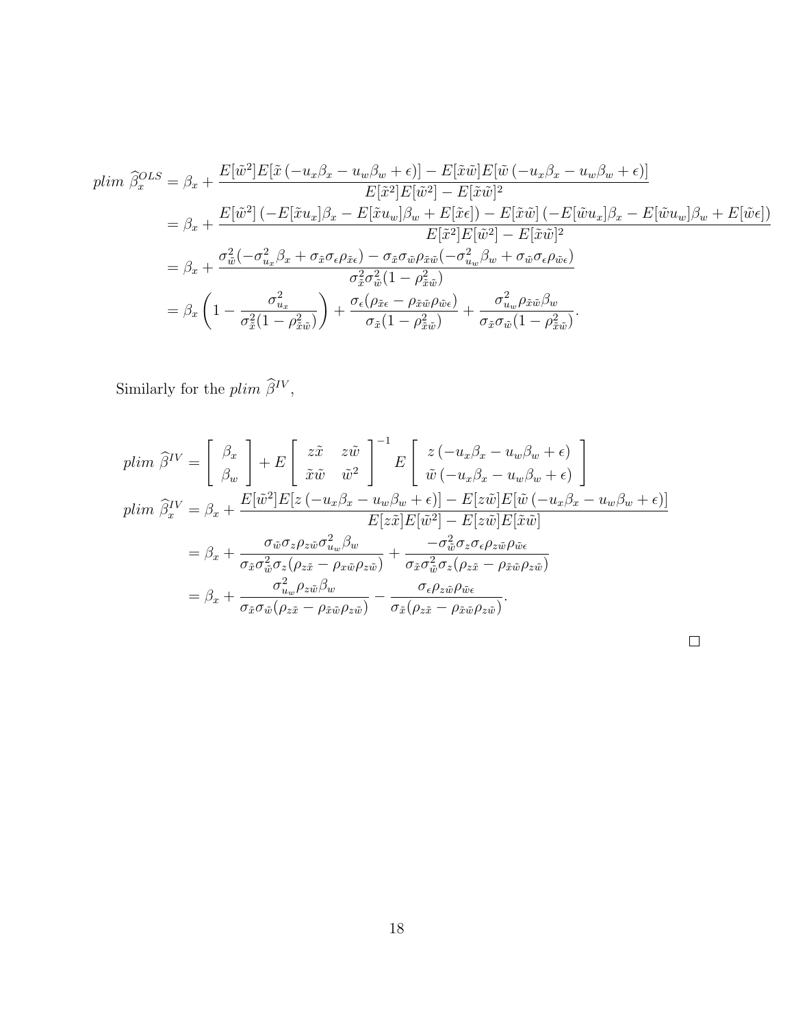$$
\begin{aligned}
plim\ \widehat{\beta}_x^{OLS} &= \beta_x + \frac{E[\tilde{w}^2]E[\tilde{x}\,(-u_x\beta_x - u_w\beta_w + \epsilon)] - E[\tilde{x}\tilde{w}]E[\tilde{w}\,(-u_x\beta_x - u_w\beta_w + \epsilon)]}{E[\tilde{x}^2]E[\tilde{w}^2] - E[\tilde{x}\tilde{w}]^2} \\
&= \beta_x + \frac{E[\tilde{w}^2]\,(-E[\tilde{x}u_x]\beta_x - E[\tilde{x}u_w]\beta_w + E[\tilde{x}\epsilon]) - E[\tilde{x}\tilde{w}]\,(-E[\tilde{w}u_x]\beta_x - E[\tilde{w}u_w]\beta_w + E[\tilde{w}\epsilon])}{E[\tilde{x}^2]E[\tilde{w}^2] - E[\tilde{x}\tilde{w}]^2} \\
&= \beta_x + \frac{\sigma_{\tilde{w}}^2(-\sigma_{u_x}^2\beta_x + \sigma_{\tilde{x}}\sigma_\epsilon\rho_{\tilde{x}\epsilon}) - \sigma_{\tilde{x}}\sigma_{\tilde{w}}\rho_{\tilde{x}\tilde{w}}(-\sigma_{u_w}^2\beta_w + \sigma_{\tilde{w}}\sigma_\epsilon\rho_{\tilde{w}\epsilon})}{\sigma_{\tilde{x}}^2\sigma_{\tilde{w}}^2(1-\rho_{\tilde{x}\tilde{w}}^2)} \\
&= \beta_x\left(1 - \frac{\sigma_{u_x}^2}{\sigma_{\tilde{x}}^2(1-\rho_{\tilde{x}\tilde{w}}^2)}\right) + \frac{\sigma_\epsilon(\rho_{\tilde{x}\epsilon} - \rho_{\tilde{x}\tilde{w}}\rho_{\tilde{w}\epsilon})}{\sigma_{\tilde{x}}(1-\rho_{\tilde{x}\tilde{w}}^2)} + \frac{\sigma_{u_w}^2\rho_{\tilde{x}\tilde{w}}\beta_w}{\sigma_{\tilde{x}}\sigma_{\tilde{w}}(1-\rho_{\tilde{x}\tilde{w}}^2)}.
\end{aligned}
$$

Similarly for the $plim\ \widehat{\beta}^{IV}$,

$$
\begin{aligned}
plim\ \widehat{\beta}^{IV} &= \begin{bmatrix} \beta_x \\ \beta_w \end{bmatrix} + E\begin{bmatrix} z\tilde{x} & z\tilde{w} \\ \tilde{x}\tilde{w} & \tilde{w}^2 \end{bmatrix}^{-1} E\begin{bmatrix} z\,(-u_x\beta_x - u_w\beta_w + \epsilon) \\ \tilde{w}\,(-u_x\beta_x - u_w\beta_w + \epsilon) \end{bmatrix} \\
plim\ \widehat{\beta}_x^{IV} &= \beta_x + \frac{E[\tilde{w}^2]E[z\,(-u_x\beta_x - u_w\beta_w + \epsilon)] - E[z\tilde{w}]E[\tilde{w}\,(-u_x\beta_x - u_w\beta_w + \epsilon)]}{E[z\tilde{x}]E[\tilde{w}^2] - E[z\tilde{w}]E[\tilde{x}\tilde{w}]} \\
&= \beta_x + \frac{\sigma_{\tilde{w}}\sigma_z\rho_{z\tilde{w}}\sigma_{u_w}^2\beta_w}{\sigma_{\tilde{x}}\sigma_{\tilde{w}}^2\sigma_z(\rho_{z\tilde{x}} - \rho_{x\tilde{w}}\rho_{z\tilde{w}})} + \frac{-\sigma_{\tilde{w}}^2\sigma_z\sigma_\epsilon\rho_{z\tilde{w}}\rho_{\tilde{w}\epsilon}}{\sigma_{\tilde{x}}\sigma_{\tilde{w}}^2\sigma_z(\rho_{z\tilde{x}} - \rho_{\tilde{x}\tilde{w}}\rho_{z\tilde{w}})} \\
&= \beta_x + \frac{\sigma_{u_w}^2\rho_{z\tilde{w}}\beta_w}{\sigma_{\tilde{x}}\sigma_{\tilde{w}}(\rho_{z\tilde{x}} - \rho_{\tilde{x}\tilde{w}}\rho_{z\tilde{w}})} - \frac{\sigma_\epsilon\rho_{z\tilde{w}}\rho_{\tilde{w}\epsilon}}{\sigma_{\tilde{x}}(\rho_{z\tilde{x}} - \rho_{\tilde{x}\tilde{w}}\rho_{z\tilde{w}})}.
\end{aligned}
$$

□